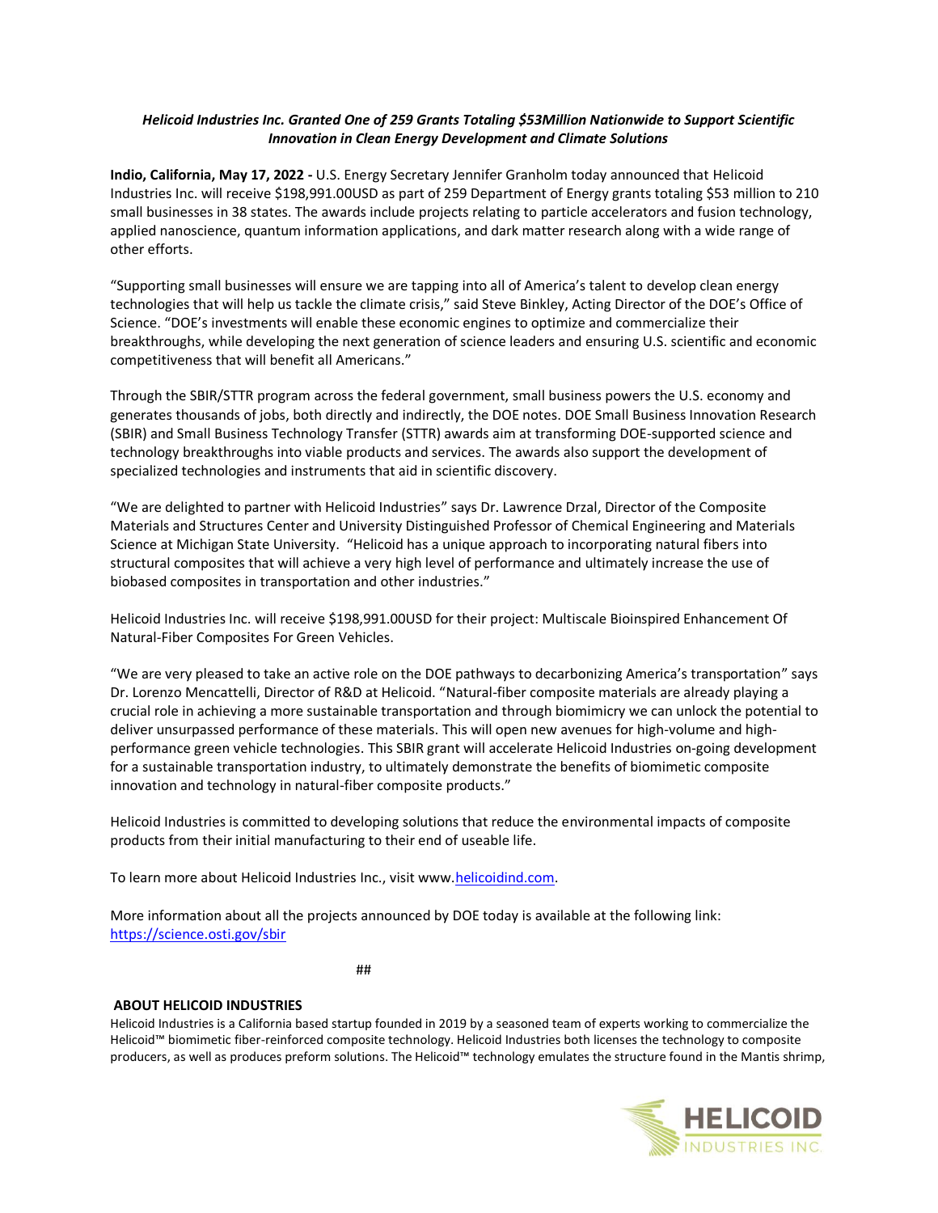***Helicoid Industries Inc. Granted One of 259 Grants Totaling $53Million Nationwide to Support Scientific Innovation in Clean Energy Development and Climate Solutions***

**Indio, California, May 17, 2022 -** U.S. Energy Secretary Jennifer Granholm today announced that Helicoid Industries Inc. will receive $198,991.00USD as part of 259 Department of Energy grants totaling $53 million to 210 small businesses in 38 states. The awards include projects relating to particle accelerators and fusion technology, applied nanoscience, quantum information applications, and dark matter research along with a wide range of other efforts.

"Supporting small businesses will ensure we are tapping into all of America's talent to develop clean energy technologies that will help us tackle the climate crisis," said Steve Binkley, Acting Director of the DOE's Office of Science. "DOE's investments will enable these economic engines to optimize and commercialize their breakthroughs, while developing the next generation of science leaders and ensuring U.S. scientific and economic competitiveness that will benefit all Americans."

Through the SBIR/STTR program across the federal government, small business powers the U.S. economy and generates thousands of jobs, both directly and indirectly, the DOE notes. DOE Small Business Innovation Research (SBIR) and Small Business Technology Transfer (STTR) awards aim at transforming DOE-supported science and technology breakthroughs into viable products and services. The awards also support the development of specialized technologies and instruments that aid in scientific discovery.

"We are delighted to partner with Helicoid Industries" says Dr. Lawrence Drzal, Director of the Composite Materials and Structures Center and University Distinguished Professor of Chemical Engineering and Materials Science at Michigan State University. "Helicoid has a unique approach to incorporating natural fibers into structural composites that will achieve a very high level of performance and ultimately increase the use of biobased composites in transportation and other industries."

Helicoid Industries Inc. will receive $198,991.00USD for their project: Multiscale Bioinspired Enhancement Of Natural-Fiber Composites For Green Vehicles.

"We are very pleased to take an active role on the DOE pathways to decarbonizing America's transportation" says Dr. Lorenzo Mencattelli, Director of R&D at Helicoid. "Natural-fiber composite materials are already playing a crucial role in achieving a more sustainable transportation and through biomimicry we can unlock the potential to deliver unsurpassed performance of these materials. This will open new avenues for high-volume and high-performance green vehicle technologies. This SBIR grant will accelerate Helicoid Industries on-going development for a sustainable transportation industry, to ultimately demonstrate the benefits of biomimetic composite innovation and technology in natural-fiber composite products."

Helicoid Industries is committed to developing solutions that reduce the environmental impacts of composite products from their initial manufacturing to their end of useable life.

To learn more about Helicoid Industries Inc., visit www.helicoidind.com.

More information about all the projects announced by DOE today is available at the following link: https://science.osti.gov/sbir

##

**ABOUT HELICOID INDUSTRIES**

Helicoid Industries is a California based startup founded in 2019 by a seasoned team of experts working to commercialize the Helicoid™ biomimetic fiber-reinforced composite technology. Helicoid Industries both licenses the technology to composite producers, as well as produces preform solutions. The Helicoid™ technology emulates the structure found in the Mantis shrimp,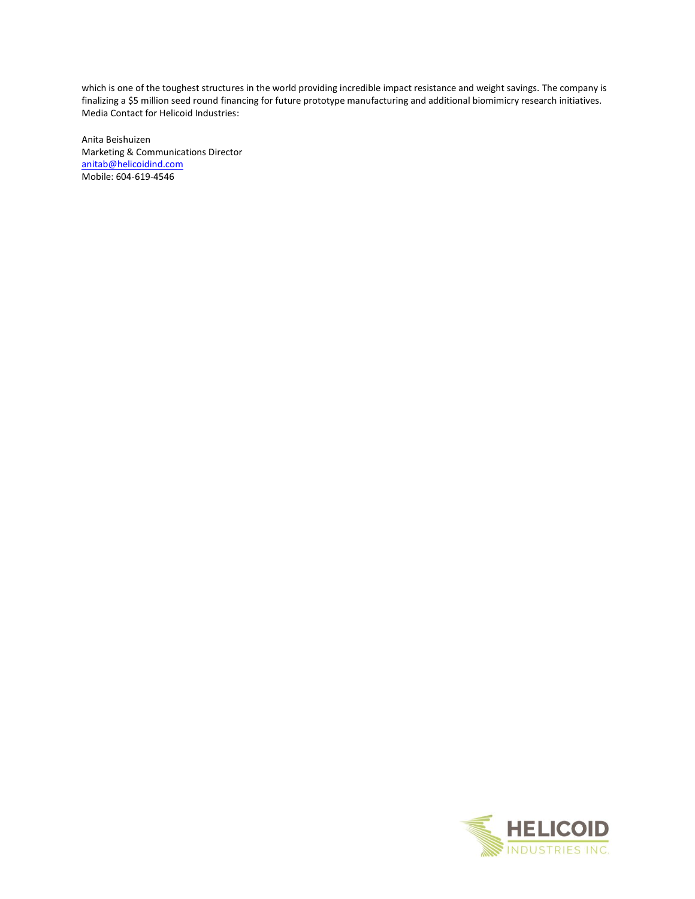which is one of the toughest structures in the world providing incredible impact resistance and weight savings. The company is finalizing a $5 million seed round financing for future prototype manufacturing and additional biomimicry research initiatives.
Media Contact for Helicoid Industries:

Anita Beishuizen
Marketing & Communications Director
anitab@helicoidind.com
Mobile: 604-619-4546